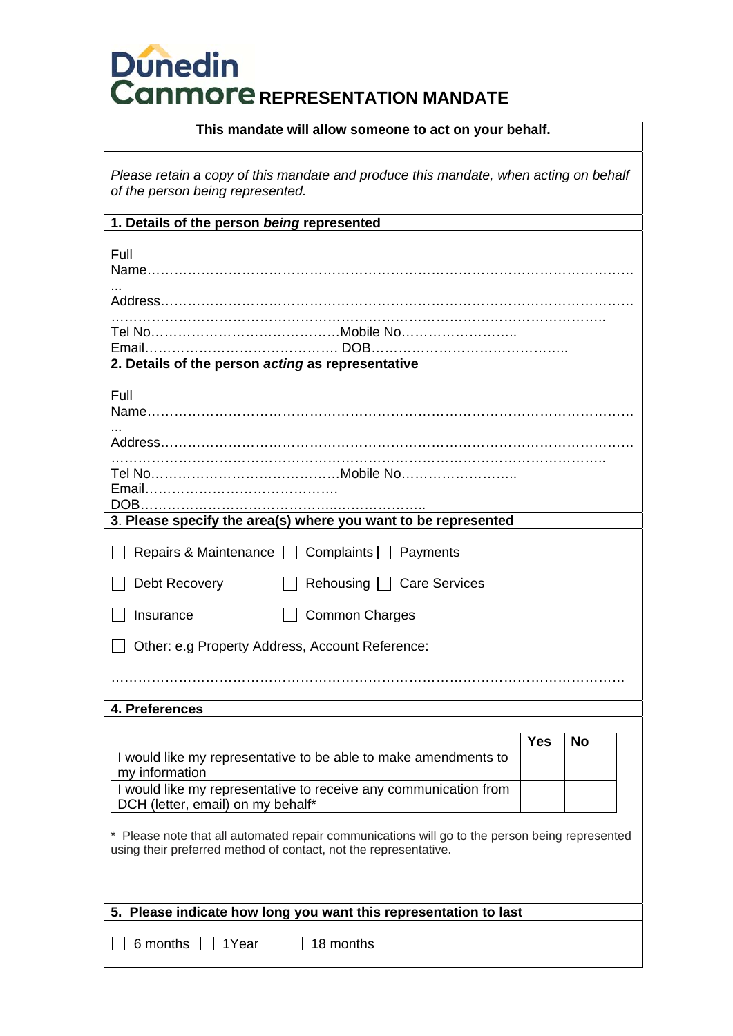Dunedin Canmore **REPRESENTATION MANDATE**

**This mandate will allow someone to act on your behalf.**

*Please retain a copy of this mandate and produce this mandate, when acting on behalf of the person being represented.*

**1. Details of the person *being* represented**

Full Name……………………………………………………………………………………………………

Address……………………………………………………………………………………………………

……………………………………………………………………………………………………

Tel No……………………………………Mobile No……………………..

Email……………………………………. DOB……………………………………..

**2. Details of the person *acting* as representative**

Full Name……………………………………………………………………………………………………

Address……………………………………………………………………………………………………

……………………………………………………………………………………………………

Tel No……………………………………Mobile No……………………..

Email…………………………………….

DOB…………………………………………………..

**3. Please specify the area(s) where you want to be represented**

☐ Repairs & Maintenance ☐ Complaints ☐ Payments

☐ Debt Recovery ☐ Rehousing ☐ Care Services

☐ Insurance ☐ Common Charges

☐ Other: e.g Property Address, Account Reference:

……………………………………………………………………………………………………

**4. Preferences**

| | **Yes** | **No** |
|---|---|---|
| I would like my representative to be able to make amendments to my information | | |
| I would like my representative to receive any communication from DCH (letter, email) on my behalf* | | |

\* Please note that all automated repair communications will go to the person being represented using their preferred method of contact, not the representative.

**5. Please indicate how long you want this representation to last**

☐ 6 months ☐ 1Year ☐ 18 months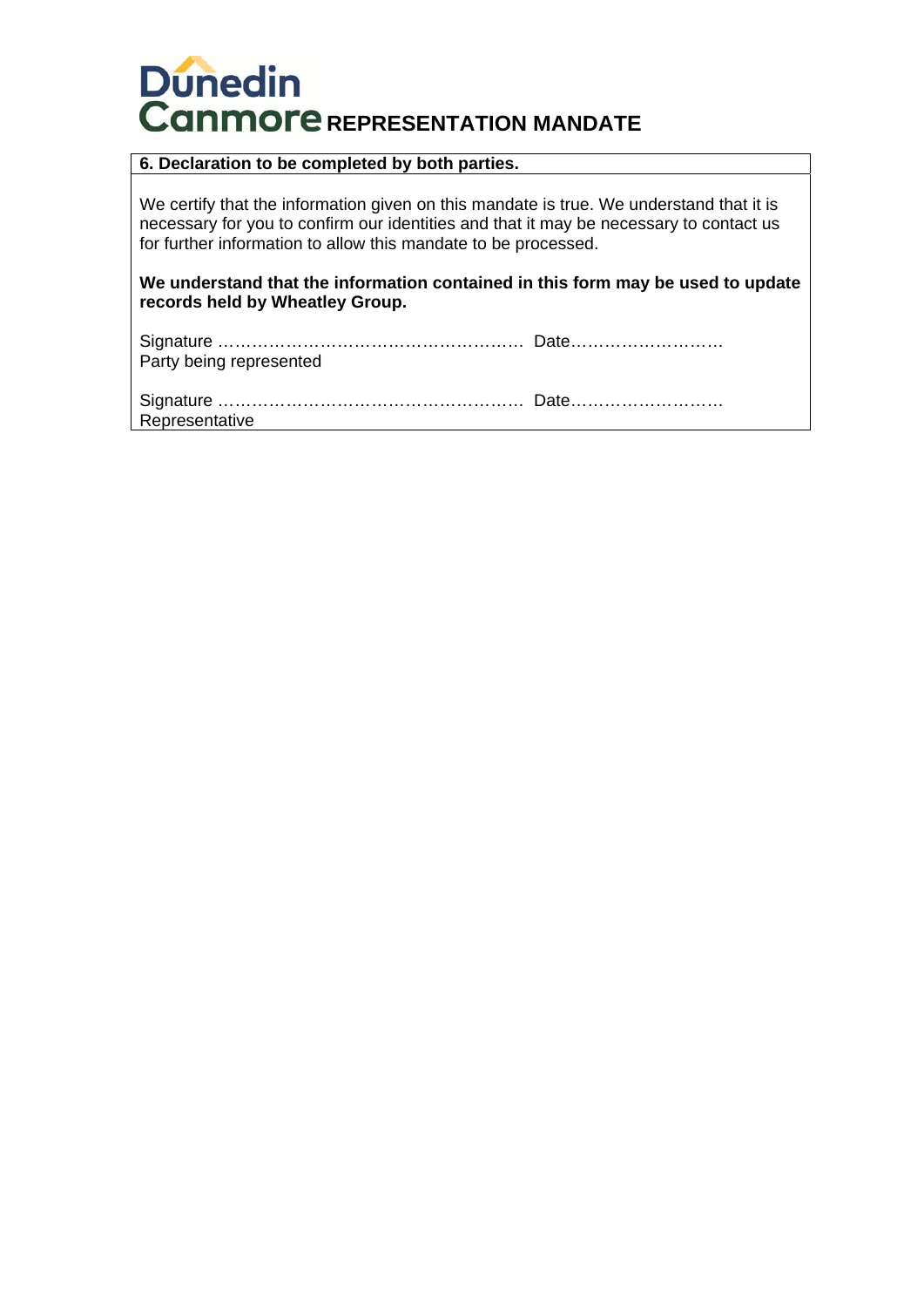# Dunedin Canmore REPRESENTATION MANDATE

**6. Declaration to be completed by both parties.**

We certify that the information given on this mandate is true. We understand that it is necessary for you to confirm our identities and that it may be necessary to contact us for further information to allow this mandate to be processed.

**We understand that the information contained in this form may be used to update records held by Wheatley Group.**

Signature ……………………………………………… Date………………………
Party being represented

Signature ……………………………………………… Date………………………
Representative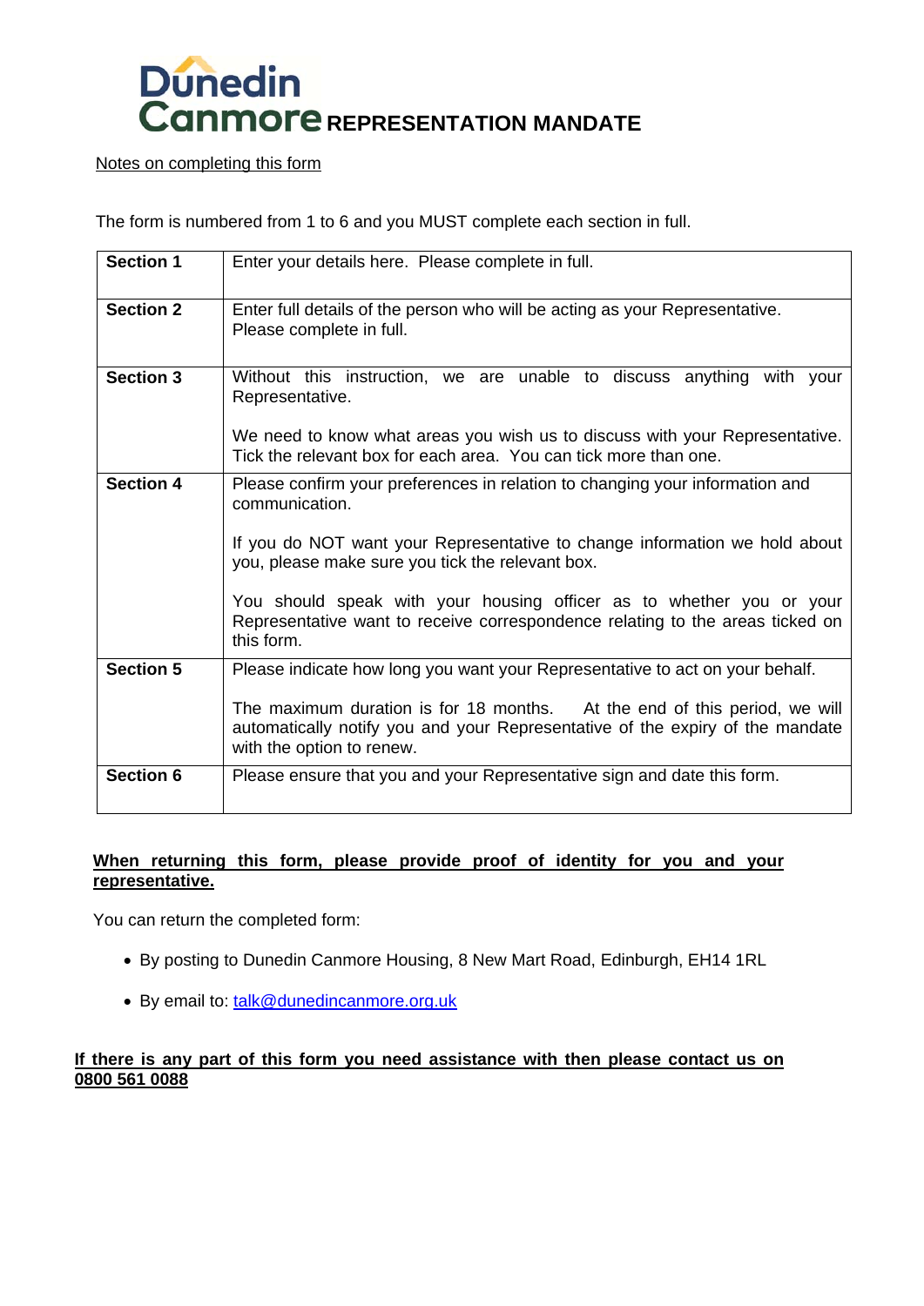# Dunedin Canmore REPRESENTATION MANDATE

Notes on completing this form

The form is numbered from 1 to 6 and you MUST complete each section in full.

| | |
|---|---|
| **Section 1** | Enter your details here. Please complete in full. |
| **Section 2** | Enter full details of the person who will be acting as your Representative. Please complete in full. |
| **Section 3** | Without this instruction, we are unable to discuss anything with your Representative.<br><br>We need to know what areas you wish us to discuss with your Representative. Tick the relevant box for each area. You can tick more than one. |
| **Section 4** | Please confirm your preferences in relation to changing your information and communication.<br><br>If you do NOT want your Representative to change information we hold about you, please make sure you tick the relevant box.<br><br>You should speak with your housing officer as to whether you or your Representative want to receive correspondence relating to the areas ticked on this form. |
| **Section 5** | Please indicate how long you want your Representative to act on your behalf.<br><br>The maximum duration is for 18 months. At the end of this period, we will automatically notify you and your Representative of the expiry of the mandate with the option to renew. |
| **Section 6** | Please ensure that you and your Representative sign and date this form. |

**When returning this form, please provide proof of identity for you and your representative.**

You can return the completed form:

- By posting to Dunedin Canmore Housing, 8 New Mart Road, Edinburgh, EH14 1RL
- By email to: talk@dunedincanmore.org.uk

**If there is any part of this form you need assistance with then please contact us on 0800 561 0088**